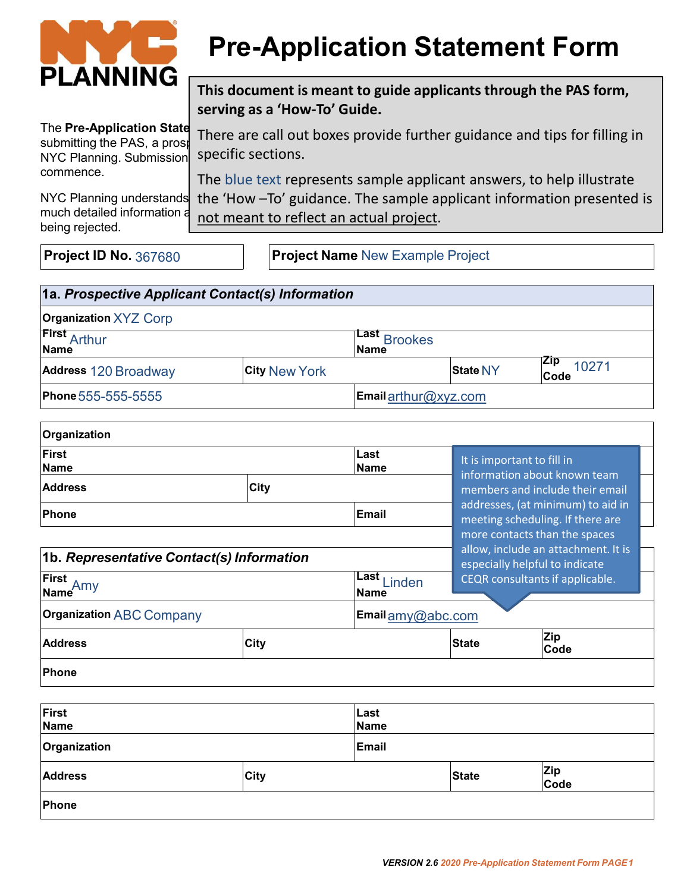# Pre-Application Statement Form

NYC PLANNING

**This document is meant to guide applicants through the PAS form, serving as a 'How-To' Guide.**

There are call out boxes provide further guidance and tips for filling in specific sections.

The blue text represents sample applicant answers, to help illustrate the 'How –To' guidance. The sample applicant information presented is not meant to reflect an actual project.

The **Pre-Application State** submitting the PAS, a prosp NYC Planning. Submission commence.

NYC Planning understands much detailed information a being rejected.

| **Project ID No.** 367680 | **Project Name** New Example Project |
|---|---|

## 1a. *Prospective Applicant Contact(s) Information*

| | | | |
|---|---|---|---|
| **Organization** XYZ Corp | | | |
| **First Name** Arthur | | **Last Name** Brookes | |
| **Address** 120 Broadway | **City** New York | **State** NY | **Zip Code** 10271 |
| **Phone** 555-555-5555 | | **Email** arthur@xyz.com | |

| | | | |
|---|---|---|---|
| **Organization** | | | |
| **First Name** | | **Last Name** | |
| **Address** | **City** | | |
| **Phone** | | **Email** | |

> It is important to fill in information about known team members and include their email addresses, (at minimum) to aid in meeting scheduling. If there are more contacts than the spaces allow, include an attachment. It is especially helpful to indicate CEQR consultants if applicable.

## 1b. *Representative Contact(s) Information*

| | | | |
|---|---|---|---|
| **First Name** Amy | | **Last Name** Linden | |
| **Organization** ABC Company | | **Email** amy@abc.com | |
| **Address** | **City** | **State** | **Zip Code** |
| **Phone** | | | |

| | | | |
|---|---|---|---|
| **First Name** | | **Last Name** | |
| **Organization** | | **Email** | |
| **Address** | **City** | **State** | **Zip Code** |
| **Phone** | | | |

VERSION 2.6 2020 Pre-Application Statement Form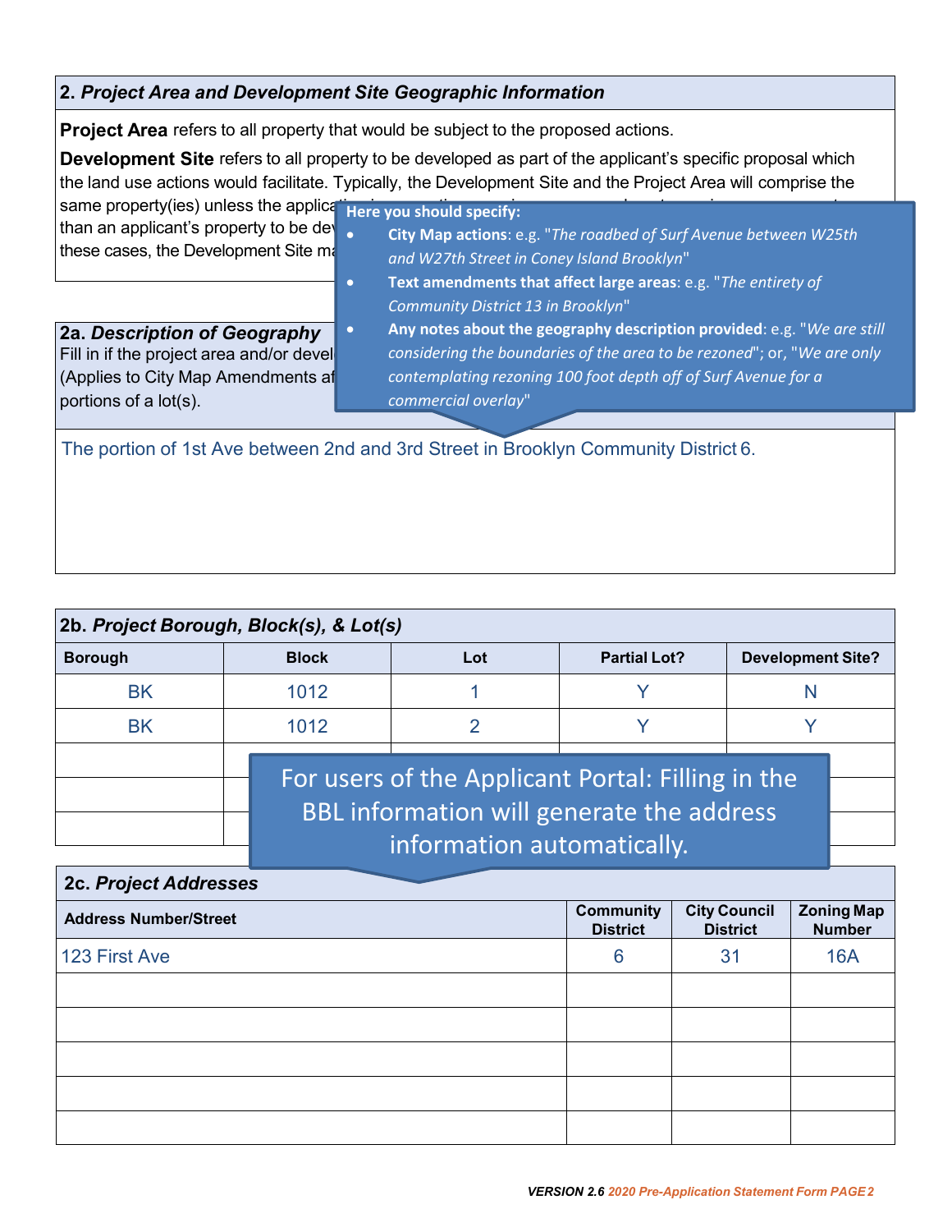## 2. *Project Area and Development Site Geographic Information*

**Project Area** refers to all property that would be subject to the proposed actions.

**Development Site** refers to all property to be developed as part of the applicant's specific proposal which the land use actions would facilitate. Typically, the Development Site and the Project Area will comprise the same property(ies) unless the applica... than an applicant's property to be de... these cases, the Development Site ma...

**Here you should specify:**

- **City Map actions**: e.g. "*The roadbed of Surf Avenue between W25th and W27th Street in Coney Island Brooklyn*"
- **Text amendments that affect large areas**: e.g. "*The entirety of Community District 13 in Brooklyn*"
- **Any notes about the geography description provided**: e.g. "*We are still considering the boundaries of the area to be rezoned*"; or, "*We are only contemplating rezoning 100 foot depth off of Surf Avenue for a commercial overlay*"

### 2a. *Description of Geography*

Fill in if the project area and/or devel... (Applies to City Map Amendments af... portions of a lot(s).

The portion of 1st Ave between 2nd and 3rd Street in Brooklyn Community District 6.

### 2b. *Project Borough, Block(s), & Lot(s)*

| Borough | Block | Lot | Partial Lot? | Development Site? |
|---|---|---|---|---|
| BK | 1012 | 1 | Y | N |
| BK | 1012 | 2 | Y | Y |
| | | | | |
| | | | | |
| | | | | |

For users of the Applicant Portal: Filling in the BBL information will generate the address information automatically.

### 2c. *Project Addresses*

| Address Number/Street | Community District | City Council District | Zoning Map Number |
|---|---|---|---|
| 123 First Ave | 6 | 31 | 16A |
| | | | |
| | | | |
| | | | |
| | | | |
| | | | |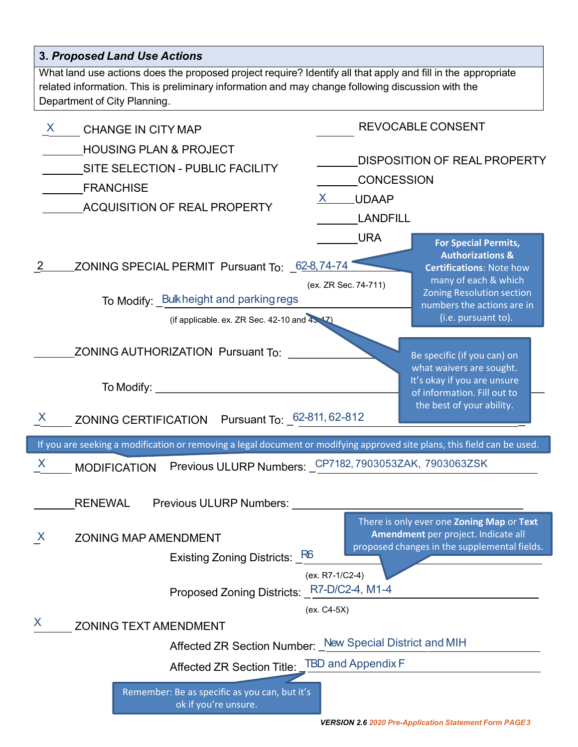## 3. *Proposed Land Use Actions*

What land use actions does the proposed project require? Identify all that apply and fill in the appropriate related information. This is preliminary information and may change following discussion with the Department of City Planning.

- X CHANGE IN CITY MAP
- ___ HOUSING PLAN & PROJECT
- ___ SITE SELECTION - PUBLIC FACILITY
- ___ FRANCHISE
- ___ ACQUISITION OF REAL PROPERTY
- ___ REVOCABLE CONSENT
- ___ DISPOSITION OF REAL PROPERTY
- ___ CONCESSION
- X UDAAP
- ___ LANDFILL
- ___ URA

2 ZONING SPECIAL PERMIT Pursuant To: 62-8, 74-74
(ex. ZR Sec. 74-711)

To Modify: Bulk height and parking regs
(if applicable. ex. ZR Sec. 42-10 and 43-17)

> **For Special Permits, Authorizations & Certifications**: Note how many of each & which Zoning Resolution section numbers the actions are in (i.e. pursuant to).

___ ZONING AUTHORIZATION Pursuant To: ___

To Modify: ___

> Be specific (if you can) on what waivers are sought. It's okay if you are unsure of information. Fill out to the best of your ability.

X ZONING CERTIFICATION Pursuant To: 62-811, 62-812

> If you are seeking a modification or removing a legal document or modifying approved site plans, this field can be used.

X MODIFICATION Previous ULURP Numbers: CP7182, 7903053ZAK, 7903063ZSK

___ RENEWAL Previous ULURP Numbers: ___

X ZONING MAP AMENDMENT

Existing Zoning Districts: R6
(ex. R7-1/C2-4)

Proposed Zoning Districts: R7-D/C2-4, M1-4
(ex. C4-5X)

> There is only ever one **Zoning Map** or **Text Amendment** per project. Indicate all proposed changes in the supplemental fields.

X ZONING TEXT AMENDMENT

Affected ZR Section Number: New Special District and MIH

Affected ZR Section Title: TBD and Appendix F

> Remember: Be as specific as you can, but it's ok if you're unsure.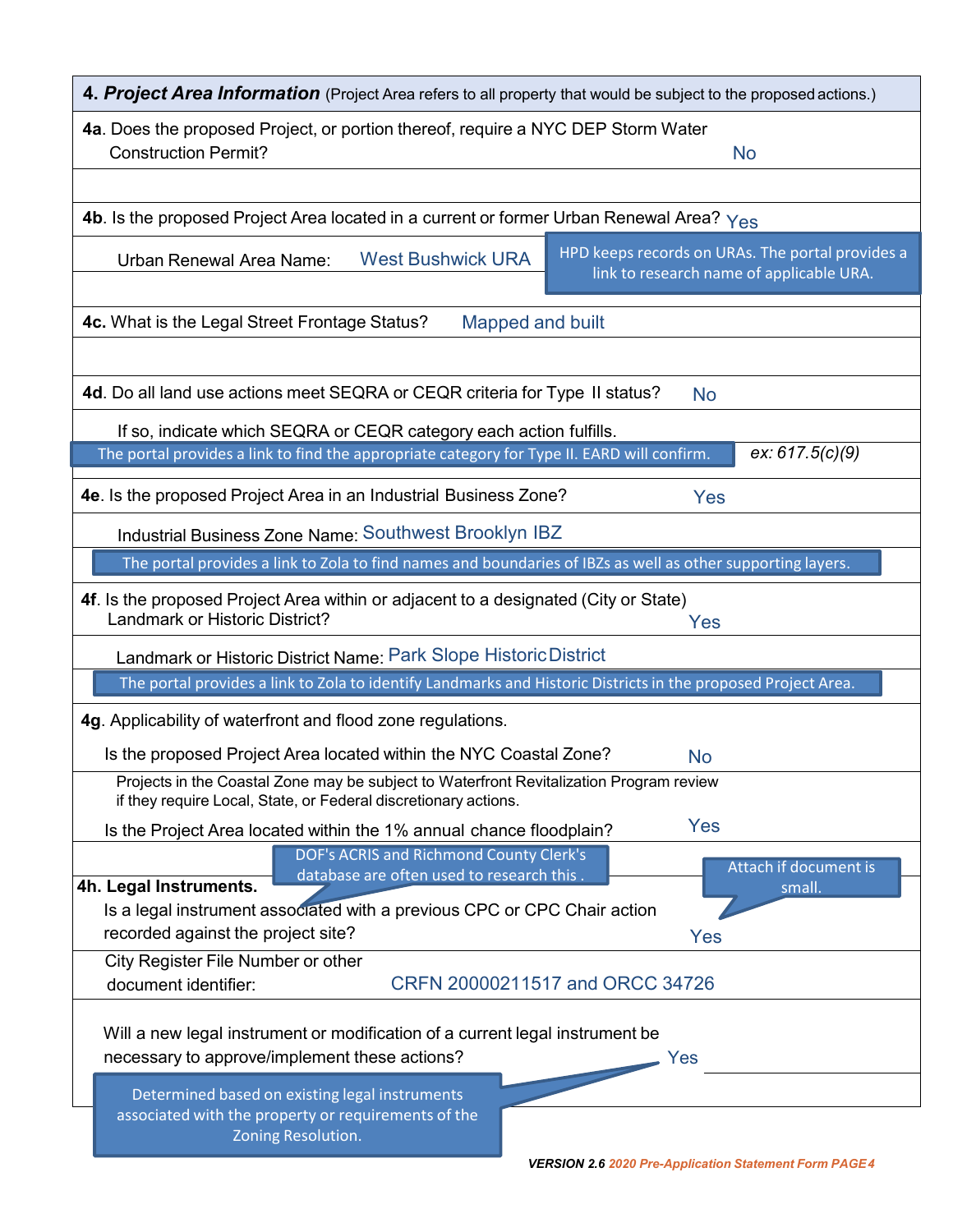## 4. *Project Area Information* (Project Area refers to all property that would be subject to the proposed actions.)

**4a**. Does the proposed Project, or portion thereof, require a NYC DEP Storm Water Construction Permit? No

**4b**. Is the proposed Project Area located in a current or former Urban Renewal Area? Yes

Urban Renewal Area Name: West Bushwick URA

HPD keeps records on URAs. The portal provides a link to research name of applicable URA.

**4c.** What is the Legal Street Frontage Status? Mapped and built

**4d**. Do all land use actions meet SEQRA or CEQR criteria for Type II status? No

If so, indicate which SEQRA or CEQR category each action fulfills.

The portal provides a link to find the appropriate category for Type II. EARD will confirm.

*ex: 617.5(c)(9)*

**4e**. Is the proposed Project Area in an Industrial Business Zone? Yes

Industrial Business Zone Name: Southwest Brooklyn IBZ

The portal provides a link to Zola to find names and boundaries of IBZs as well as other supporting layers.

**4f**. Is the proposed Project Area within or adjacent to a designated (City or State) Landmark or Historic District? Yes

Landmark or Historic District Name: Park Slope Historic District

The portal provides a link to Zola to identify Landmarks and Historic Districts in the proposed Project Area.

**4g**. Applicability of waterfront and flood zone regulations.

Is the proposed Project Area located within the NYC Coastal Zone? No

Projects in the Coastal Zone may be subject to Waterfront Revitalization Program review if they require Local, State, or Federal discretionary actions.

Is the Project Area located within the 1% annual chance floodplain? Yes

**4h. Legal Instruments.**

DOF's ACRIS and Richmond County Clerk's database are often used to research this .

Attach if document is small.

Is a legal instrument associated with a previous CPC or CPC Chair action recorded against the project site? Yes

City Register File Number or other document identifier: CRFN 20000211517 and ORCC 34726

Will a new legal instrument or modification of a current legal instrument be necessary to approve/implement these actions? Yes

Determined based on existing legal instruments associated with the property or requirements of the Zoning Resolution.

**VERSION 2.6** *2020 Pre-Application Statement Form*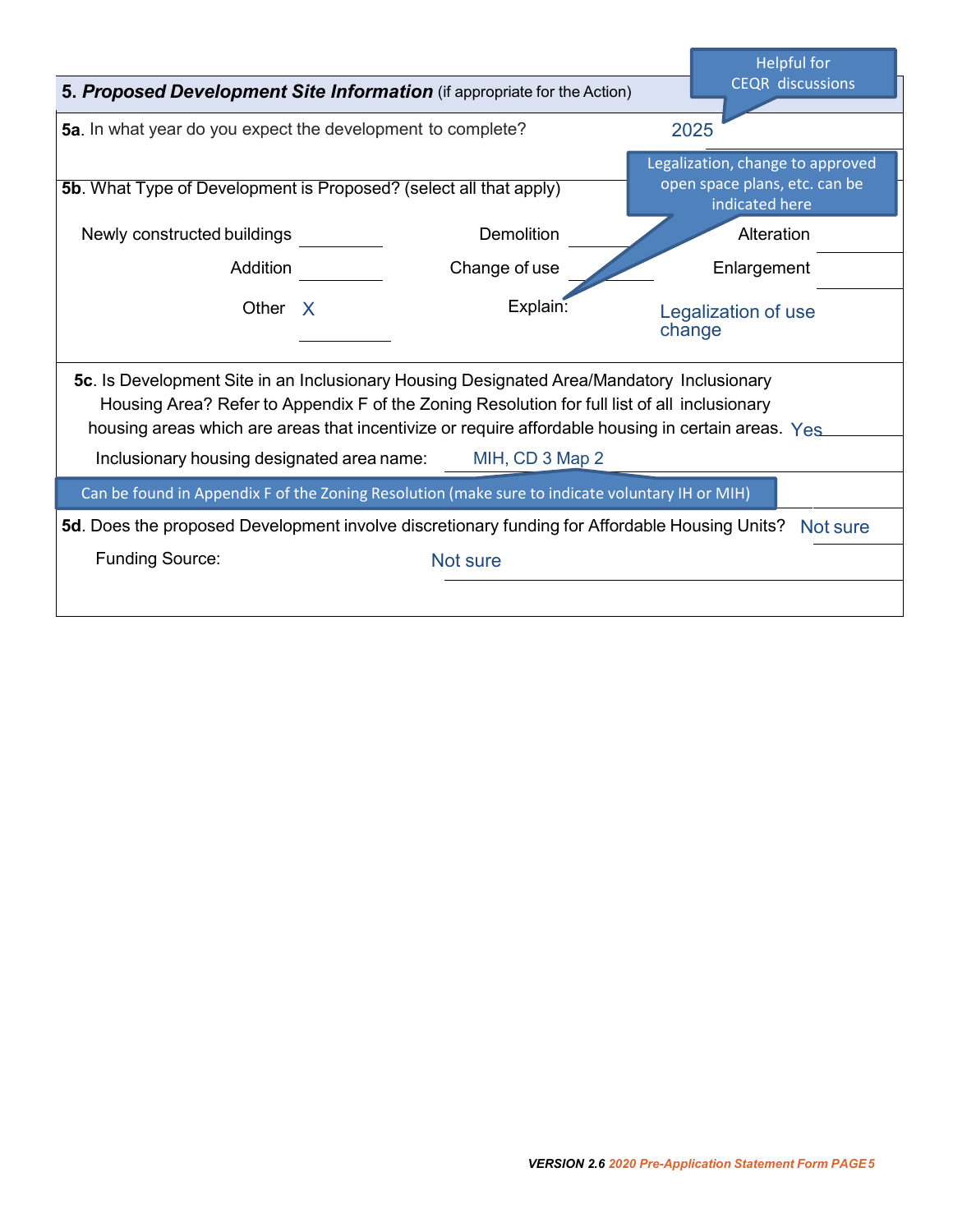## 5. ***Proposed Development Site Information*** (if appropriate for the Action)

Helpful for CEQR discussions

**5a**. In what year do you expect the development to complete? 2025

**5b**. What Type of Development is Proposed? (select all that apply)

Legalization, change to approved open space plans, etc. can be indicated here

| | | | | | |
|---|---|---|---|---|---|
| Newly constructed buildings | | Demolition | | Alteration | |
| Addition | | Change of use | | Enlargement | |
| Other | X | Explain: | Legalization of use change | | |

**5c**. Is Development Site in an Inclusionary Housing Designated Area/Mandatory Inclusionary Housing Area? Refer to Appendix F of the Zoning Resolution for full list of all inclusionary housing areas which are areas that incentivize or require affordable housing in certain areas. Yes

Inclusionary housing designated area name: MIH, CD 3 Map 2

Can be found in Appendix F of the Zoning Resolution (make sure to indicate voluntary IH or MIH)

**5d**. Does the proposed Development involve discretionary funding for Affordable Housing Units? Not sure

Funding Source: Not sure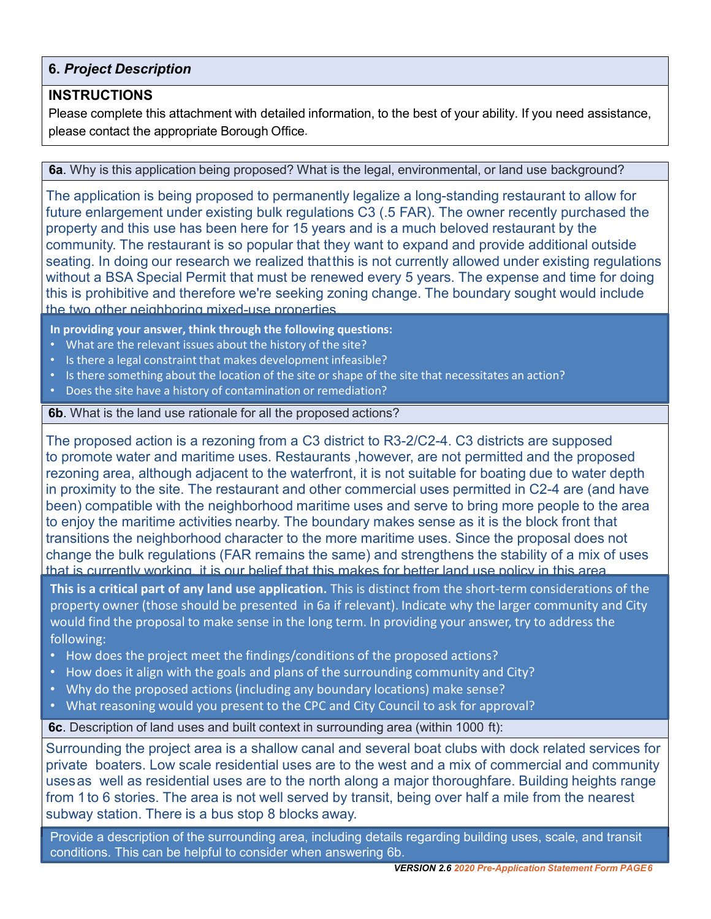## 6. *Project Description*

### INSTRUCTIONS

Please complete this attachment with detailed information, to the best of your ability. If you need assistance, please contact the appropriate Borough Office.

**6a**. Why is this application being proposed? What is the legal, environmental, or land use background?

The application is being proposed to permanently legalize a long-standing restaurant to allow for future enlargement under existing bulk regulations C3 (.5 FAR). The owner recently purchased the property and this use has been here for 15 years and is a much beloved restaurant by the community. The restaurant is so popular that they want to expand and provide additional outside seating. In doing our research we realized that this is not currently allowed under existing regulations without a BSA Special Permit that must be renewed every 5 years. The expense and time for doing this is prohibitive and therefore we're seeking zoning change. The boundary sought would include the two other neighboring mixed-use properties.

**In providing your answer, think through the following questions:**

- What are the relevant issues about the history of the site?
- Is there a legal constraint that makes development infeasible?
- Is there something about the location of the site or shape of the site that necessitates an action?
- Does the site have a history of contamination or remediation?

**6b**. What is the land use rationale for all the proposed actions?

The proposed action is a rezoning from a C3 district to R3-2/C2-4. C3 districts are supposed to promote water and maritime uses. Restaurants ,however, are not permitted and the proposed rezoning area, although adjacent to the waterfront, it is not suitable for boating due to water depth in proximity to the site. The restaurant and other commercial uses permitted in C2-4 are (and have been) compatible with the neighborhood maritime uses and serve to bring more people to the area to enjoy the maritime activities nearby. The boundary makes sense as it is the block front that transitions the neighborhood character to the more maritime uses. Since the proposal does not change the bulk regulations (FAR remains the same) and strengthens the stability of a mix of uses that is currently working, it is our belief that this makes for better land use policy in this area.

**This is a critical part of any land use application.** This is distinct from the short-term considerations of the property owner (those should be presented in 6a if relevant). Indicate why the larger community and City would find the proposal to make sense in the long term. In providing your answer, try to address the following:

- How does the project meet the findings/conditions of the proposed actions?
- How does it align with the goals and plans of the surrounding community and City?
- Why do the proposed actions (including any boundary locations) make sense?
- What reasoning would you present to the CPC and City Council to ask for approval?

**6c**. Description of land uses and built context in surrounding area (within 1000 ft):

Surrounding the project area is a shallow canal and several boat clubs with dock related services for private boaters. Low scale residential uses are to the west and a mix of commercial and community uses as well as residential uses are to the north along a major thoroughfare. Building heights range from 1 to 6 stories. The area is not well served by transit, being over half a mile from the nearest subway station. There is a bus stop 8 blocks away.

Provide a description of the surrounding area, including details regarding building uses, scale, and transit conditions. This can be helpful to consider when answering 6b.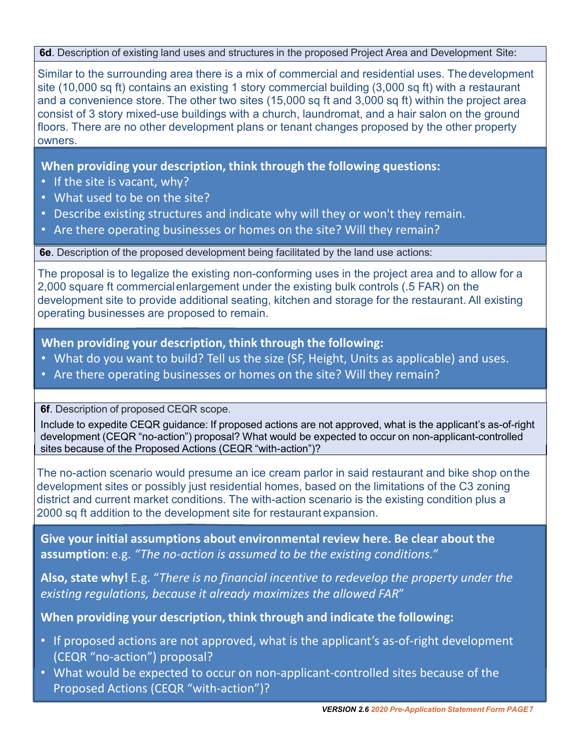**6d**. Description of existing land uses and structures in the proposed Project Area and Development Site:

Similar to the surrounding area there is a mix of commercial and residential uses. The development site (10,000 sq ft) contains an existing 1 story commercial building (3,000 sq ft) with a restaurant and a convenience store. The other two sites (15,000 sq ft and 3,000 sq ft) within the project area consist of 3 story mixed-use buildings with a church, laundromat, and a hair salon on the ground floors. There are no other development plans or tenant changes proposed by the other property owners.

**When providing your description, think through the following questions:**

- If the site is vacant, why?
- What used to be on the site?
- Describe existing structures and indicate why will they or won't they remain.
- Are there operating businesses or homes on the site? Will they remain?

**6e**. Description of the proposed development being facilitated by the land use actions:

The proposal is to legalize the existing non-conforming uses in the project area and to allow for a 2,000 square ft commercial enlargement under the existing bulk controls (.5 FAR) on the development site to provide additional seating, kitchen and storage for the restaurant. All existing operating businesses are proposed to remain.

**When providing your description, think through the following:**

- What do you want to build? Tell us the size (SF, Height, Units as applicable) and uses.
- Are there operating businesses or homes on the site? Will they remain?

**6f**. Description of proposed CEQR scope.

Include to expedite CEQR guidance: If proposed actions are not approved, what is the applicant's as-of-right development (CEQR "no-action") proposal? What would be expected to occur on non-applicant-controlled sites because of the Proposed Actions (CEQR "with-action")?

The no-action scenario would presume an ice cream parlor in said restaurant and bike shop on the development sites or possibly just residential homes, based on the limitations of the C3 zoning district and current market conditions. The with-action scenario is the existing condition plus a 2000 sq ft addition to the development site for restaurant expansion.

**Give your initial assumptions about environmental review here. Be clear about the assumption**: e.g. *"The no-action is assumed to be the existing conditions."*

**Also, state why!** E.g. "*There is no financial incentive to redevelop the property under the existing regulations, because it already maximizes the allowed FAR*"

**When providing your description, think through and indicate the following:**

- If proposed actions are not approved, what is the applicant's as-of-right development (CEQR "no-action") proposal?
- What would be expected to occur on non-applicant-controlled sites because of the Proposed Actions (CEQR "with-action")?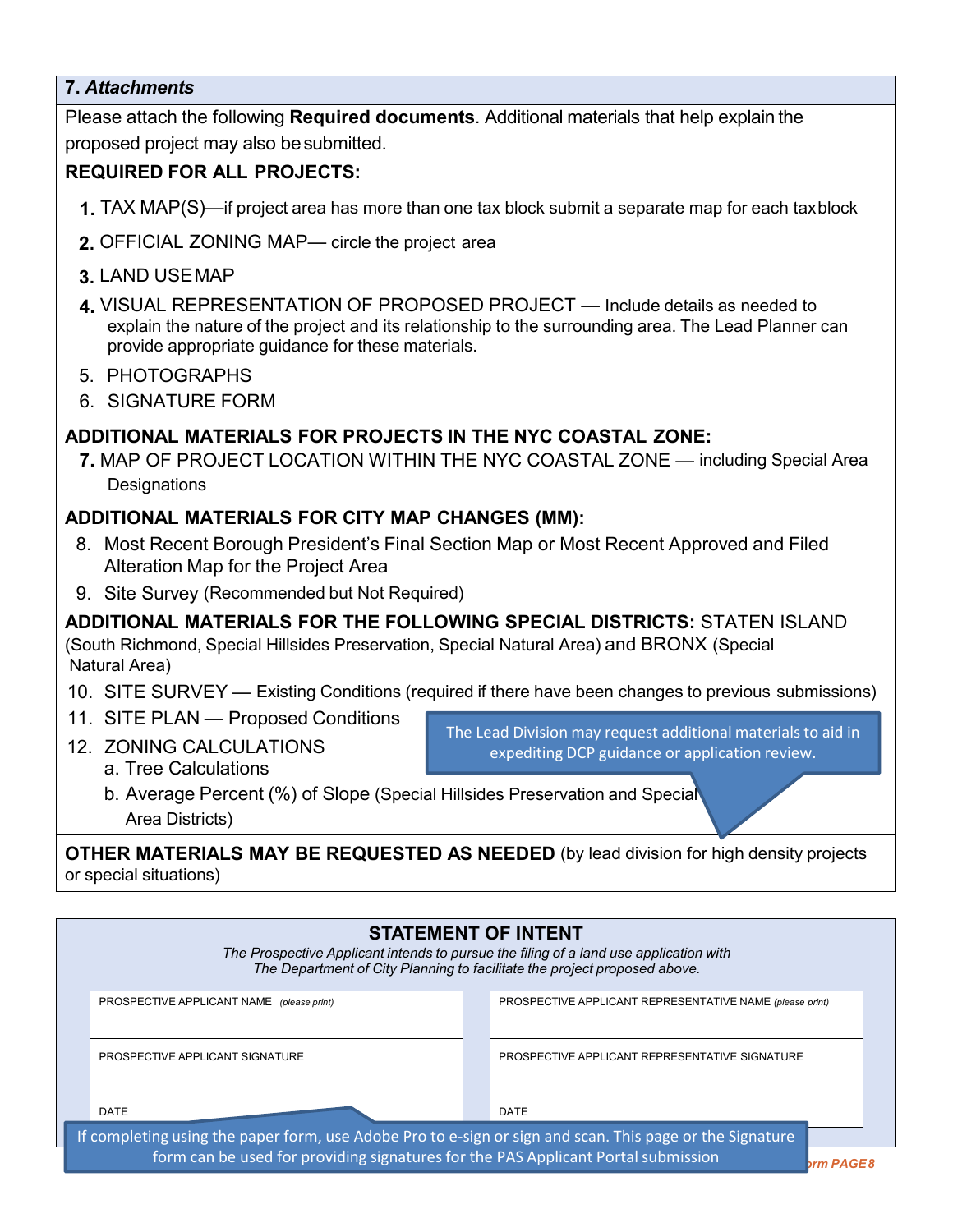## 7. *Attachments*

Please attach the following **Required documents**. Additional materials that help explain the proposed project may also be submitted.

**REQUIRED FOR ALL PROJECTS:**

1. TAX MAP(S)—if project area has more than one tax block submit a separate map for each tax block
2. OFFICIAL ZONING MAP— circle the project area
3. LAND USE MAP
4. VISUAL REPRESENTATION OF PROPOSED PROJECT — Include details as needed to explain the nature of the project and its relationship to the surrounding area. The Lead Planner can provide appropriate guidance for these materials.
5. PHOTOGRAPHS
6. SIGNATURE FORM

**ADDITIONAL MATERIALS FOR PROJECTS IN THE NYC COASTAL ZONE:**

7. MAP OF PROJECT LOCATION WITHIN THE NYC COASTAL ZONE — including Special Area Designations

**ADDITIONAL MATERIALS FOR CITY MAP CHANGES (MM):**

8. Most Recent Borough President's Final Section Map or Most Recent Approved and Filed Alteration Map for the Project Area
9. Site Survey (Recommended but Not Required)

**ADDITIONAL MATERIALS FOR THE FOLLOWING SPECIAL DISTRICTS:** STATEN ISLAND (South Richmond, Special Hillsides Preservation, Special Natural Area) and BRONX (Special Natural Area)

10. SITE SURVEY — Existing Conditions (required if there have been changes to previous submissions)
11. SITE PLAN — Proposed Conditions
12. ZONING CALCULATIONS
    a. Tree Calculations
    b. Average Percent (%) of Slope (Special Hillsides Preservation and Special Natural Area Districts)

The Lead Division may request additional materials to aid in expediting DCP guidance or application review.

**OTHER MATERIALS MAY BE REQUESTED AS NEEDED** (by lead division for high density projects or special situations)

## STATEMENT OF INTENT

*The Prospective Applicant intends to pursue the filing of a land use application with The Department of City Planning to facilitate the project proposed above.*

| | |
|---|---|
| PROSPECTIVE APPLICANT NAME *(please print)* | PROSPECTIVE APPLICANT REPRESENTATIVE NAME *(please print)* |
| PROSPECTIVE APPLICANT SIGNATURE | PROSPECTIVE APPLICANT REPRESENTATIVE SIGNATURE |
| DATE | DATE |

If completing using the paper form, use Adobe Pro to e-sign or sign and scan. This page or the Signature form can be used for providing signatures for the PAS Applicant Portal submission